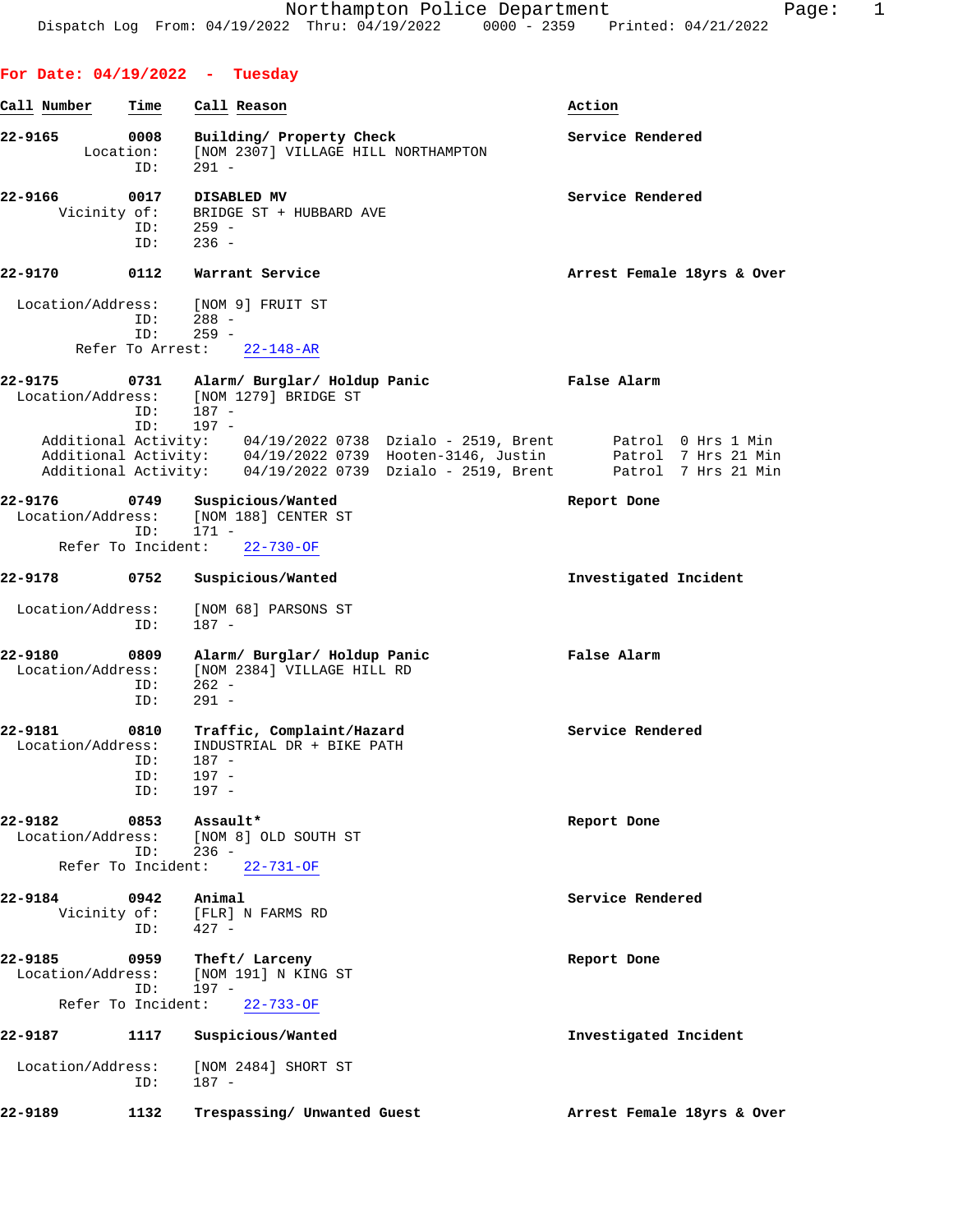Northampton Police Department
Dispatch Log From: 04/19/2022 Thru: 04/19/2022 0000 - 2359 Printed: 04/21/2022

## For Date: 04/19/2022 - Tuesday

| Call Number | Time | Call Reason | Action |
|---|---|---|---|

**22-9165** **0008** **Building/ Property Check** — **Service Rendered**
Location: [NOM 2307] VILLAGE HILL NORTHAMPTON
ID: 291 -

**22-9166** **0017** **DISABLED MV** — **Service Rendered**
Vicinity of: BRIDGE ST + HUBBARD AVE
ID: 259 -
ID: 236 -

**22-9170** **0112** **Warrant Service** — **Arrest Female 18yrs & Over**
Location/Address: [NOM 9] FRUIT ST
ID: 288 -
ID: 259 -
Refer To Arrest: 22-148-AR

**22-9175** **0731** **Alarm/ Burglar/ Holdup Panic** — **False Alarm**
Location/Address: [NOM 1279] BRIDGE ST
ID: 187 -
ID: 197 -
Additional Activity: 04/19/2022 0738 Dzialo - 2519, Brent Patrol 0 Hrs 1 Min
Additional Activity: 04/19/2022 0739 Hooten-3146, Justin Patrol 7 Hrs 21 Min
Additional Activity: 04/19/2022 0739 Dzialo - 2519, Brent Patrol 7 Hrs 21 Min

**22-9176** **0749** **Suspicious/Wanted** — **Report Done**
Location/Address: [NOM 188] CENTER ST
ID: 171 -
Refer To Incident: 22-730-OF

**22-9178** **0752** **Suspicious/Wanted** — **Investigated Incident**
Location/Address: [NOM 68] PARSONS ST
ID: 187 -

**22-9180** **0809** **Alarm/ Burglar/ Holdup Panic** — **False Alarm**
Location/Address: [NOM 2384] VILLAGE HILL RD
ID: 262 -
ID: 291 -

**22-9181** **0810** **Traffic, Complaint/Hazard** — **Service Rendered**
Location/Address: INDUSTRIAL DR + BIKE PATH
ID: 187 -
ID: 197 -
ID: 197 -

**22-9182** **0853** **Assault*** — **Report Done**
Location/Address: [NOM 8] OLD SOUTH ST
ID: 236 -
Refer To Incident: 22-731-OF

**22-9184** **0942** **Animal** — **Service Rendered**
Vicinity of: [FLR] N FARMS RD
ID: 427 -

**22-9185** **0959** **Theft/ Larceny** — **Report Done**
Location/Address: [NOM 191] N KING ST
ID: 197 -
Refer To Incident: 22-733-OF

**22-9187** **1117** **Suspicious/Wanted** — **Investigated Incident**
Location/Address: [NOM 2484] SHORT ST
ID: 187 -

**22-9189** **1132** **Trespassing/ Unwanted Guest** — **Arrest Female 18yrs & Over**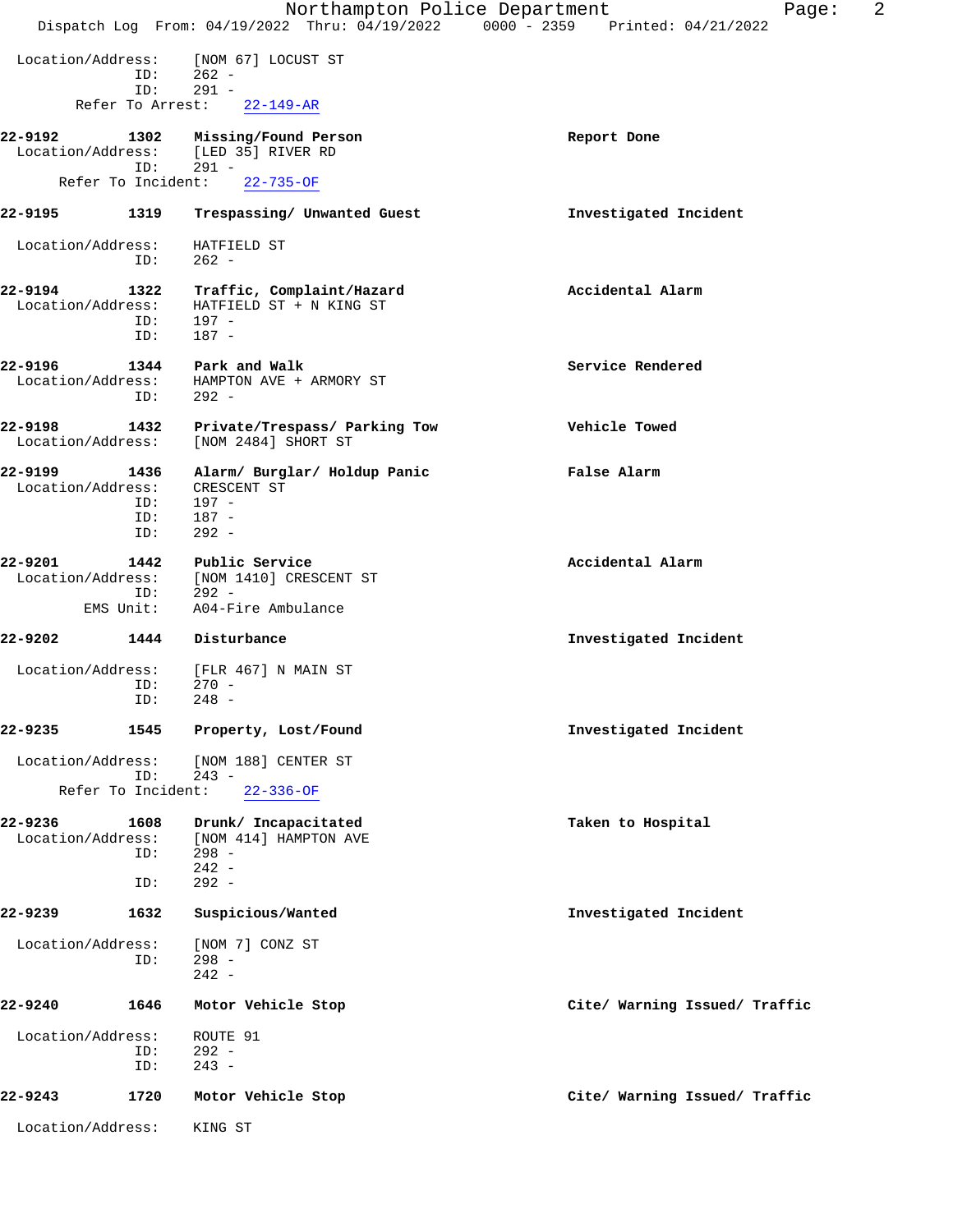Location/Address: [NOM 67] LOCUST ST
ID: 262 -
ID: 291 -
Refer To Arrest: 22-149-AR

**22-9192 1302 Missing/Found Person** — Report Done
Location/Address: [LED 35] RIVER RD
ID: 291 -
Refer To Incident: 22-735-OF

**22-9195 1319 Trespassing/ Unwanted Guest** — Investigated Incident
Location/Address: HATFIELD ST
ID: 262 -

**22-9194 1322 Traffic, Complaint/Hazard** — Accidental Alarm
Location/Address: HATFIELD ST + N KING ST
ID: 197 -
ID: 187 -

**22-9196 1344 Park and Walk** — Service Rendered
Location/Address: HAMPTON AVE + ARMORY ST
ID: 292 -

**22-9198 1432 Private/Trespass/ Parking Tow** — Vehicle Towed
Location/Address: [NOM 2484] SHORT ST

**22-9199 1436 Alarm/ Burglar/ Holdup Panic** — False Alarm
Location/Address: CRESCENT ST
ID: 197 -
ID: 187 -
ID: 292 -

**22-9201 1442 Public Service** — Accidental Alarm
Location/Address: [NOM 1410] CRESCENT ST
ID: 292 -
EMS Unit: A04-Fire Ambulance

**22-9202 1444 Disturbance** — Investigated Incident
Location/Address: [FLR 467] N MAIN ST
ID: 270 -
ID: 248 -

**22-9235 1545 Property, Lost/Found** — Investigated Incident
Location/Address: [NOM 188] CENTER ST
ID: 243 -
Refer To Incident: 22-336-OF

**22-9236 1608 Drunk/ Incapacitated** — Taken to Hospital
Location/Address: [NOM 414] HAMPTON AVE
ID: 298 -
242 -
ID: 292 -

**22-9239 1632 Suspicious/Wanted** — Investigated Incident
Location/Address: [NOM 7] CONZ ST
ID: 298 -
242 -

**22-9240 1646 Motor Vehicle Stop** — Cite/ Warning Issued/ Traffic
Location/Address: ROUTE 91
ID: 292 -
ID: 243 -

**22-9243 1720 Motor Vehicle Stop** — Cite/ Warning Issued/ Traffic
Location/Address: KING ST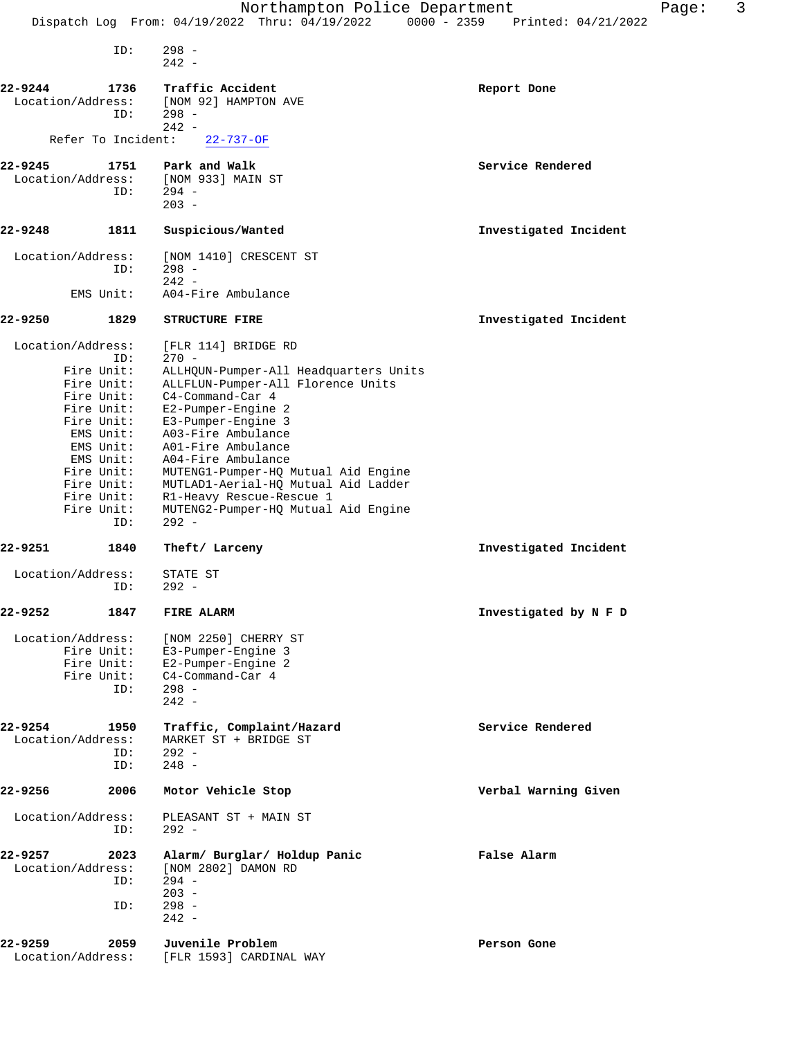```
              ID:     298 -
                      242 -

22-9244        1736   Traffic Accident                          Report Done
  Location/Address:   [NOM 92] HAMPTON AVE
              ID:     298 -
                      242 -
      Refer To Incident:    22-737-OF

22-9245        1751   Park and Walk                             Service Rendered
  Location/Address:   [NOM 933] MAIN ST
              ID:     294 -
                      203 -

22-9248        1811   Suspicious/Wanted                         Investigated Incident

  Location/Address:   [NOM 1410] CRESCENT ST
              ID:     298 -
                      242 -
          EMS Unit:   A04-Fire Ambulance

22-9250        1829   STRUCTURE FIRE                            Investigated Incident

  Location/Address:   [FLR 114] BRIDGE RD
              ID:     270 -
         Fire Unit:   ALLHQUN-Pumper-All Headquarters Units
         Fire Unit:   ALLFLUN-Pumper-All Florence Units
         Fire Unit:   C4-Command-Car 4
         Fire Unit:   E2-Pumper-Engine 2
         Fire Unit:   E3-Pumper-Engine 3
          EMS Unit:   A03-Fire Ambulance
          EMS Unit:   A01-Fire Ambulance
          EMS Unit:   A04-Fire Ambulance
         Fire Unit:   MUTENG1-Pumper-HQ Mutual Aid Engine
         Fire Unit:   MUTLAD1-Aerial-HQ Mutual Aid Ladder
         Fire Unit:   R1-Heavy Rescue-Rescue 1
         Fire Unit:   MUTENG2-Pumper-HQ Mutual Aid Engine
              ID:     292 -

22-9251        1840   Theft/ Larceny                            Investigated Incident

  Location/Address:   STATE ST
              ID:     292 -

22-9252        1847   FIRE ALARM                                Investigated by N F D

  Location/Address:   [NOM 2250] CHERRY ST
         Fire Unit:   E3-Pumper-Engine 3
         Fire Unit:   E2-Pumper-Engine 2
         Fire Unit:   C4-Command-Car 4
              ID:     298 -
                      242 -

22-9254        1950   Traffic, Complaint/Hazard                 Service Rendered
  Location/Address:   MARKET ST + BRIDGE ST
              ID:     292 -
              ID:     248 -

22-9256        2006   Motor Vehicle Stop                        Verbal Warning Given

  Location/Address:   PLEASANT ST + MAIN ST
              ID:     292 -

22-9257        2023   Alarm/ Burglar/ Holdup Panic              False Alarm
  Location/Address:   [NOM 2802] DAMON RD
              ID:     294 -
                      203 -
              ID:     298 -
                      242 -

22-9259        2059   Juvenile Problem                          Person Gone
  Location/Address:   [FLR 1593] CARDINAL WAY
```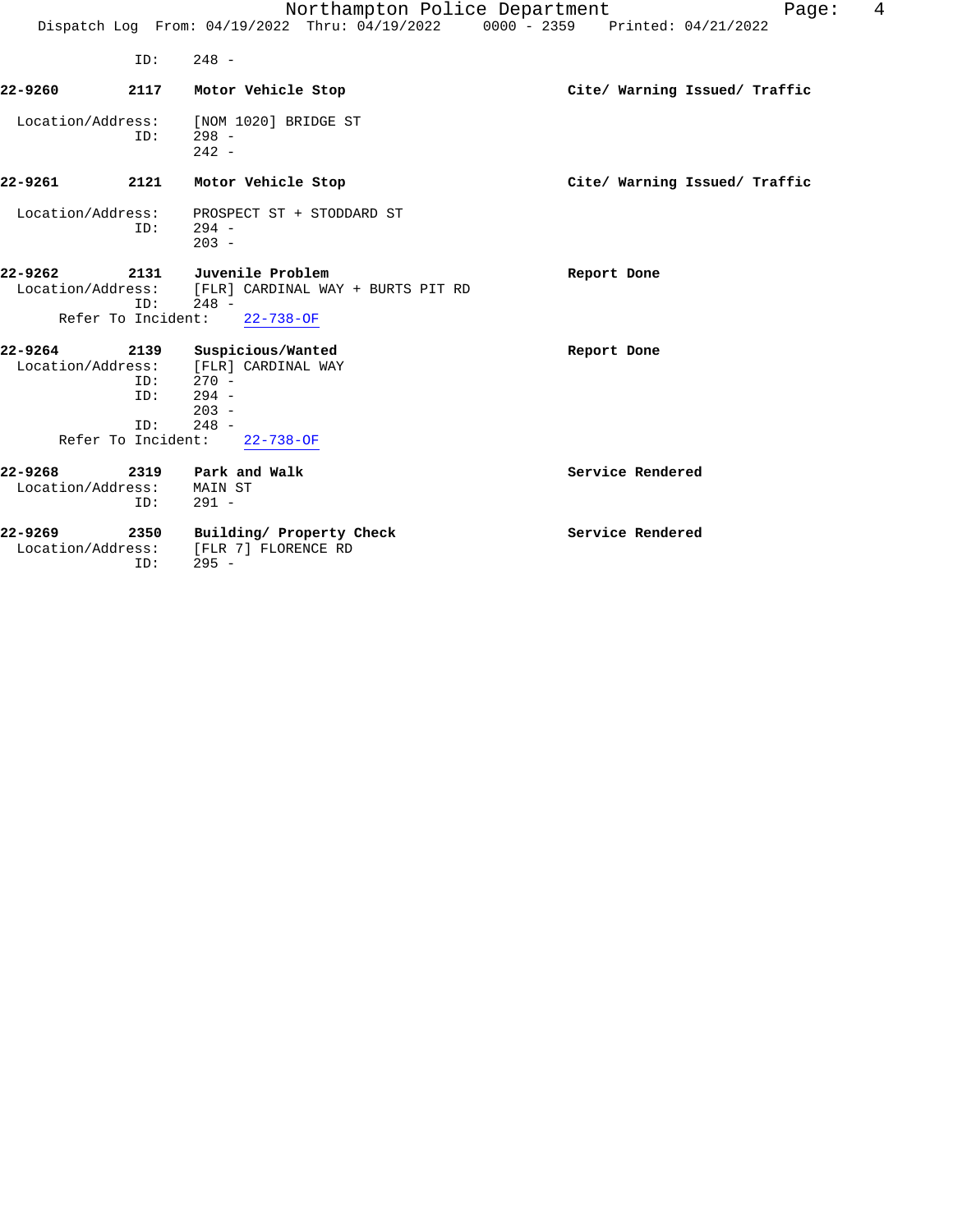ID: 248 -

**22-9260 2117 Motor Vehicle Stop** **Cite/ Warning Issued/ Traffic**

Location/Address: [NOM 1020] BRIDGE ST
ID: 298 -
242 -

**22-9261 2121 Motor Vehicle Stop** **Cite/ Warning Issued/ Traffic**

Location/Address: PROSPECT ST + STODDARD ST
ID: 294 -
203 -

**22-9262 2131 Juvenile Problem** **Report Done**
Location/Address: [FLR] CARDINAL WAY + BURTS PIT RD
ID: 248 -
Refer To Incident: 22-738-OF

**22-9264 2139 Suspicious/Wanted** **Report Done**
Location/Address: [FLR] CARDINAL WAY
ID: 270 -
ID: 294 -
203 -
ID: 248 -
Refer To Incident: 22-738-OF

**22-9268 2319 Park and Walk** **Service Rendered**
Location/Address: MAIN ST
ID: 291 -

**22-9269 2350 Building/ Property Check** **Service Rendered**
Location/Address: [FLR 7] FLORENCE RD
ID: 295 -